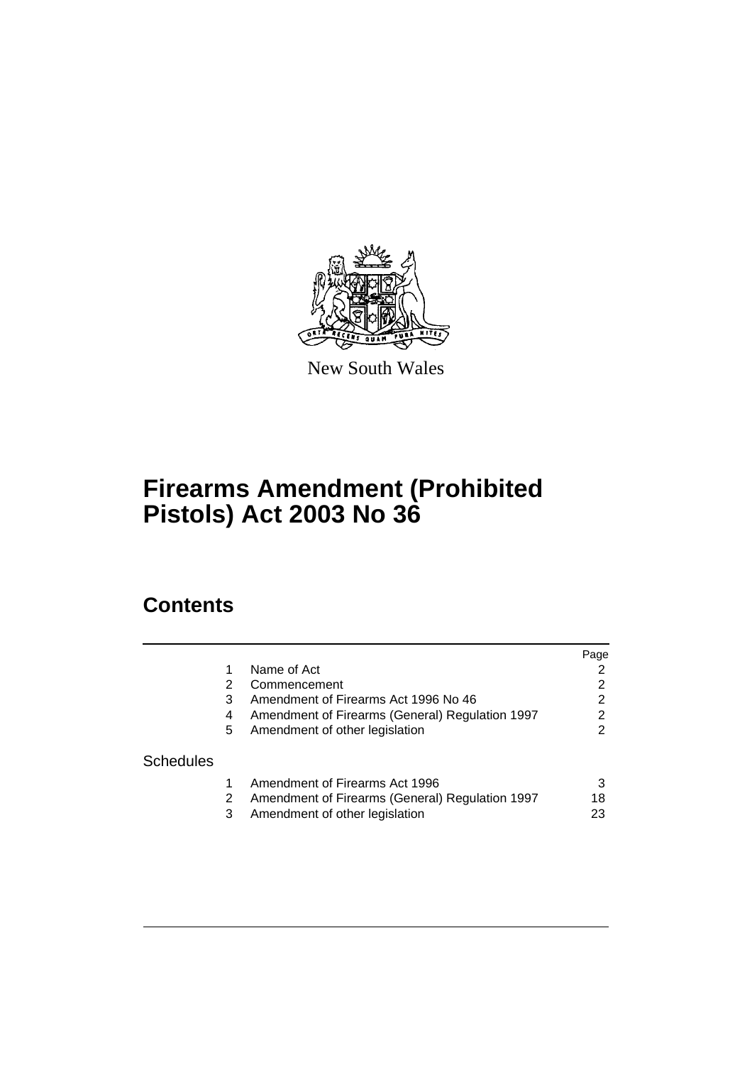New South Wales

# Firearms Amendment (Prohibited Pistols) Act 2003 No 36

## Contents

| | | | Page |
|---|---|---|---|
| | 1 | Name of Act | 2 |
| | 2 | Commencement | 2 |
| | 3 | Amendment of Firearms Act 1996 No 46 | 2 |
| | 4 | Amendment of Firearms (General) Regulation 1997 | 2 |
| | 5 | Amendment of other legislation | 2 |
| Schedules | | | |
| | 1 | Amendment of Firearms Act 1996 | 3 |
| | 2 | Amendment of Firearms (General) Regulation 1997 | 18 |
| | 3 | Amendment of other legislation | 23 |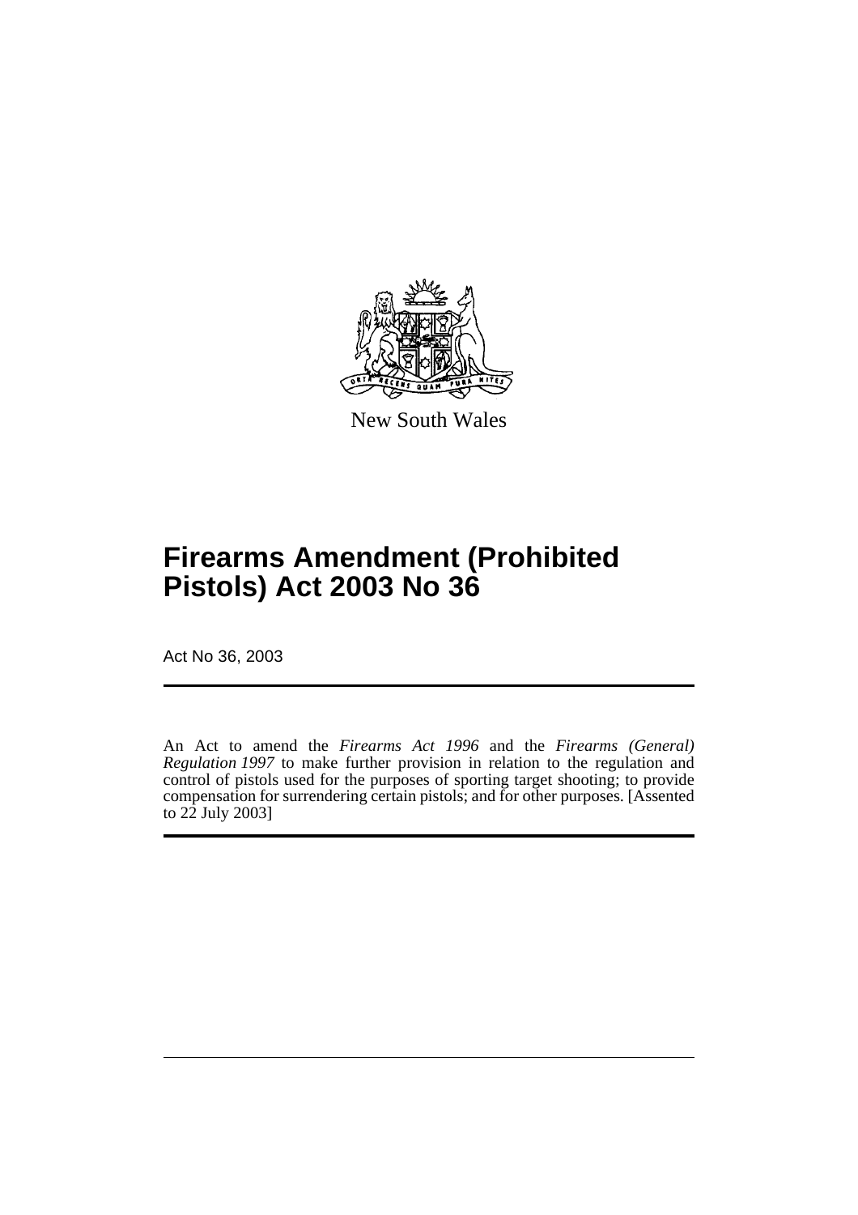New South Wales

# Firearms Amendment (Prohibited Pistols) Act 2003 No 36

Act No 36, 2003

An Act to amend the *Firearms Act 1996* and the *Firearms (General) Regulation 1997* to make further provision in relation to the regulation and control of pistols used for the purposes of sporting target shooting; to provide compensation for surrendering certain pistols; and for other purposes. [Assented to 22 July 2003]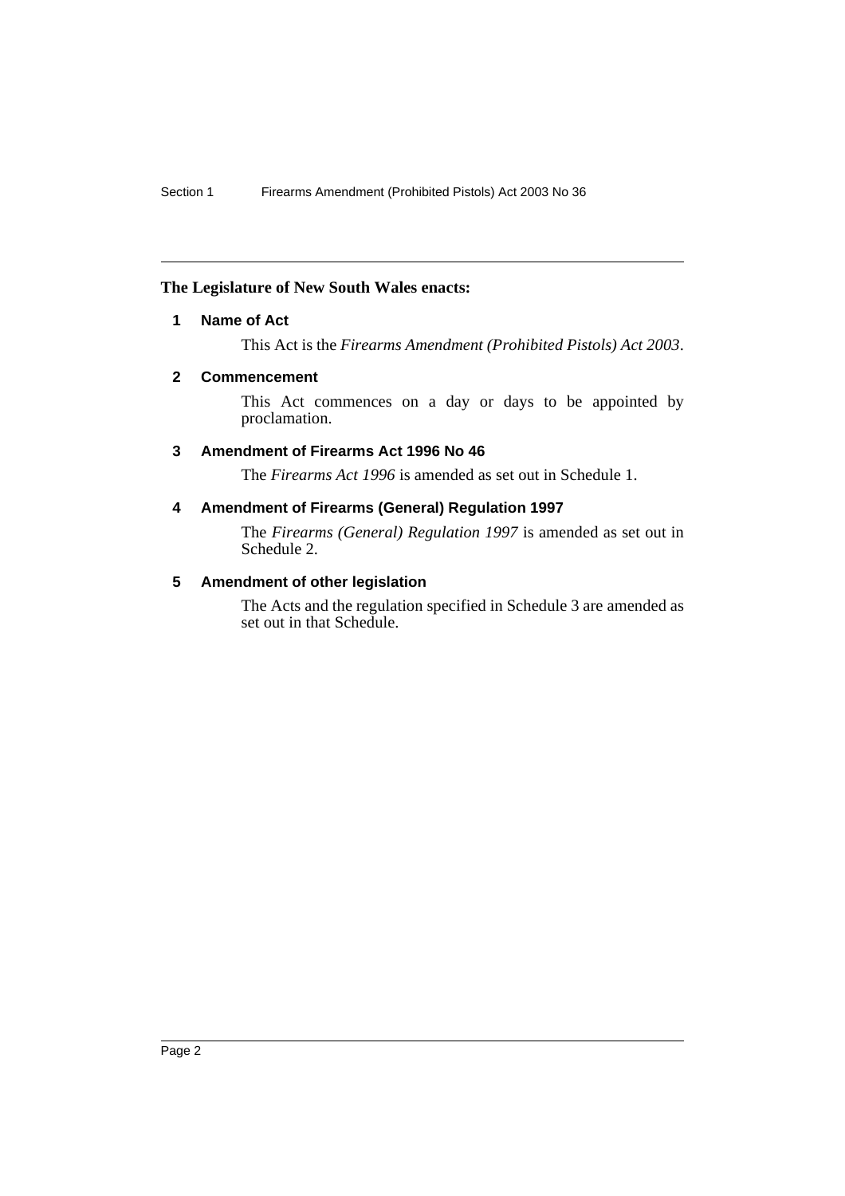**The Legislature of New South Wales enacts:**

## 1 Name of Act

This Act is the *Firearms Amendment (Prohibited Pistols) Act 2003*.

## 2 Commencement

This Act commences on a day or days to be appointed by proclamation.

## 3 Amendment of Firearms Act 1996 No 46

The *Firearms Act 1996* is amended as set out in Schedule 1.

## 4 Amendment of Firearms (General) Regulation 1997

The *Firearms (General) Regulation 1997* is amended as set out in Schedule 2.

## 5 Amendment of other legislation

The Acts and the regulation specified in Schedule 3 are amended as set out in that Schedule.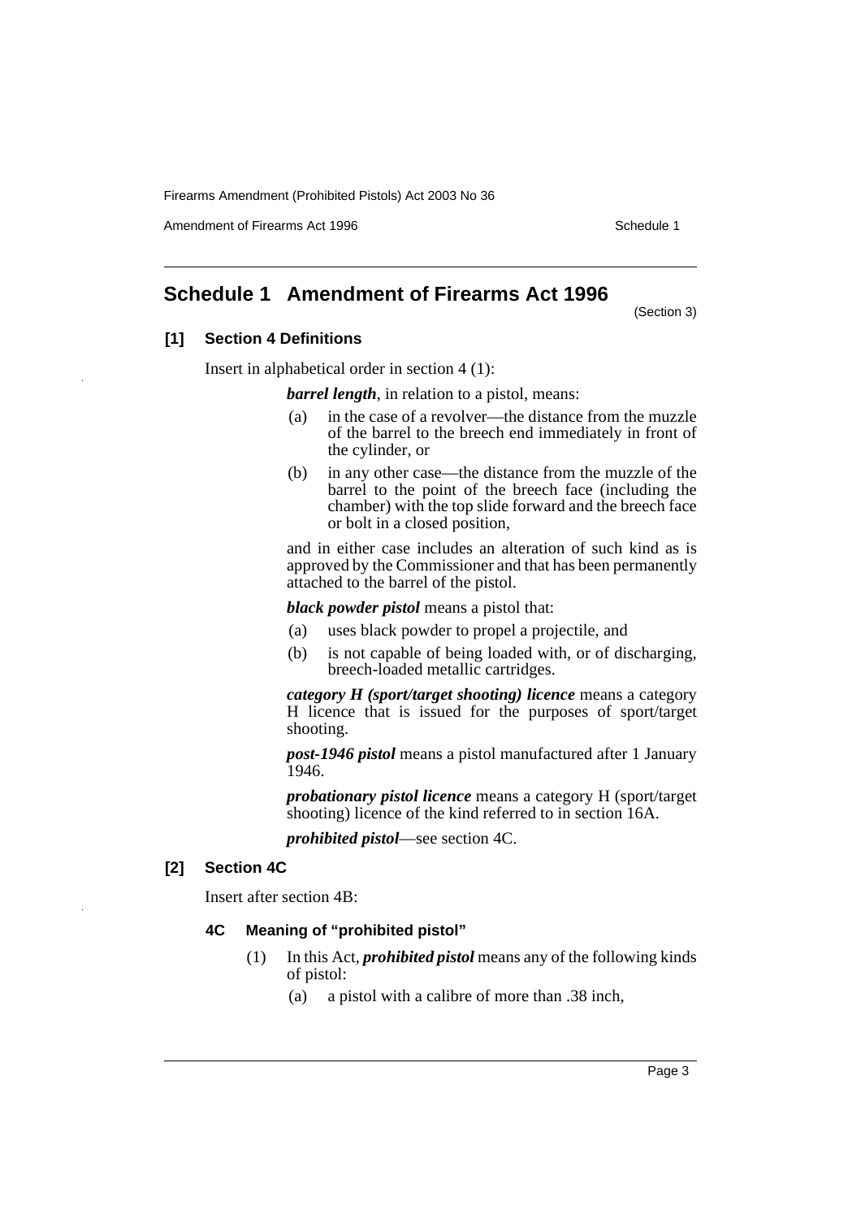## Schedule 1 Amendment of Firearms Act 1996

(Section 3)

### [1] Section 4 Definitions

Insert in alphabetical order in section 4 (1):

***barrel length***, in relation to a pistol, means:

(a) in the case of a revolver—the distance from the muzzle of the barrel to the breech end immediately in front of the cylinder, or

(b) in any other case—the distance from the muzzle of the barrel to the point of the breech face (including the chamber) with the top slide forward and the breech face or bolt in a closed position,

and in either case includes an alteration of such kind as is approved by the Commissioner and that has been permanently attached to the barrel of the pistol.

***black powder pistol*** means a pistol that:

(a) uses black powder to propel a projectile, and

(b) is not capable of being loaded with, or of discharging, breech-loaded metallic cartridges.

***category H (sport/target shooting) licence*** means a category H licence that is issued for the purposes of sport/target shooting.

***post-1946 pistol*** means a pistol manufactured after 1 January 1946.

***probationary pistol licence*** means a category H (sport/target shooting) licence of the kind referred to in section 16A.

***prohibited pistol***—see section 4C.

### [2] Section 4C

Insert after section 4B:

#### 4C Meaning of "prohibited pistol"

(1) In this Act, ***prohibited pistol*** means any of the following kinds of pistol:

(a) a pistol with a calibre of more than .38 inch,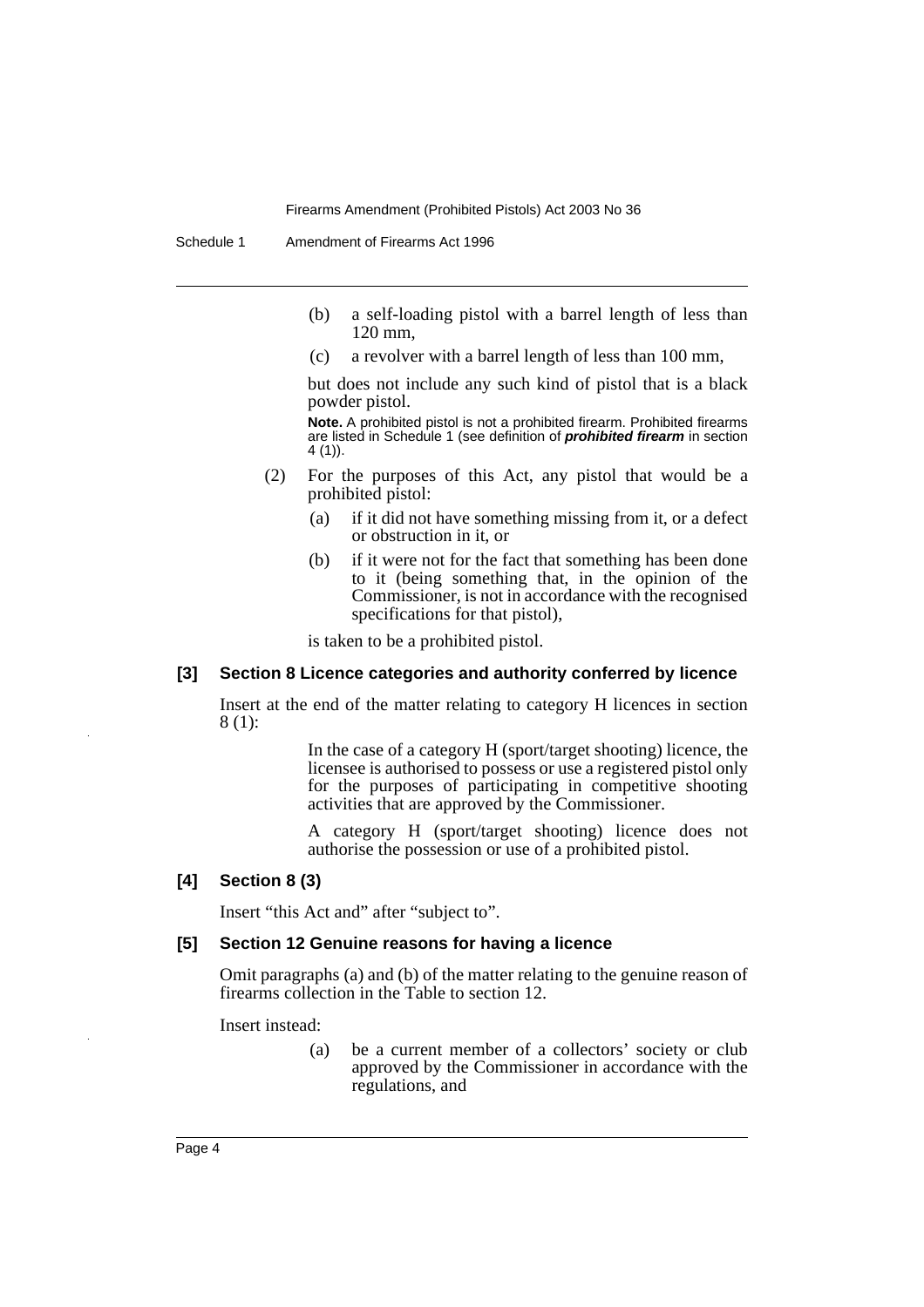(b) a self-loading pistol with a barrel length of less than 120 mm,

(c) a revolver with a barrel length of less than 100 mm,

but does not include any such kind of pistol that is a black powder pistol.

**Note.** A prohibited pistol is not a prohibited firearm. Prohibited firearms are listed in Schedule 1 (see definition of ***prohibited firearm*** in section 4 (1)).

(2) For the purposes of this Act, any pistol that would be a prohibited pistol:

(a) if it did not have something missing from it, or a defect or obstruction in it, or

(b) if it were not for the fact that something has been done to it (being something that, in the opinion of the Commissioner, is not in accordance with the recognised specifications for that pistol),

is taken to be a prohibited pistol.

### [3] Section 8 Licence categories and authority conferred by licence

Insert at the end of the matter relating to category H licences in section 8 (1):

In the case of a category H (sport/target shooting) licence, the licensee is authorised to possess or use a registered pistol only for the purposes of participating in competitive shooting activities that are approved by the Commissioner.

A category H (sport/target shooting) licence does not authorise the possession or use of a prohibited pistol.

### [4] Section 8 (3)

Insert "this Act and" after "subject to".

### [5] Section 12 Genuine reasons for having a licence

Omit paragraphs (a) and (b) of the matter relating to the genuine reason of firearms collection in the Table to section 12.

Insert instead:

(a) be a current member of a collectors' society or club approved by the Commissioner in accordance with the regulations, and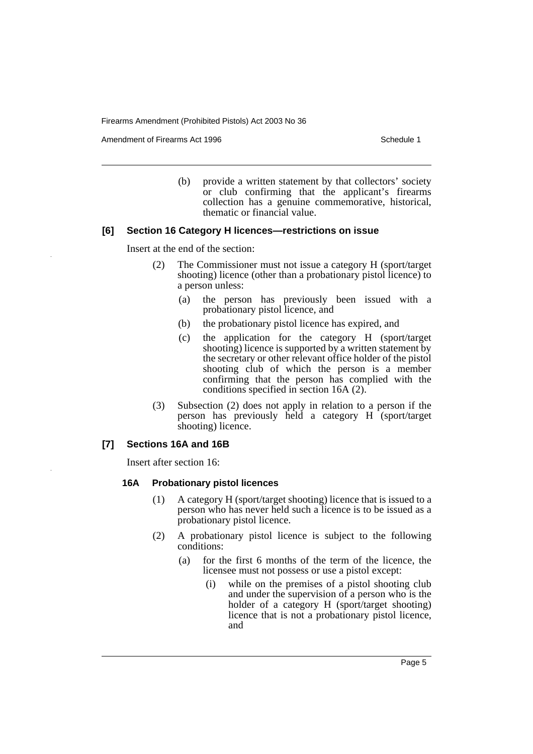(b) provide a written statement by that collectors' society or club confirming that the applicant's firearms collection has a genuine commemorative, historical, thematic or financial value.

**[6] Section 16 Category H licences—restrictions on issue**

Insert at the end of the section:

(2) The Commissioner must not issue a category H (sport/target shooting) licence (other than a probationary pistol licence) to a person unless:

(a) the person has previously been issued with a probationary pistol licence, and

(b) the probationary pistol licence has expired, and

(c) the application for the category H (sport/target shooting) licence is supported by a written statement by the secretary or other relevant office holder of the pistol shooting club of which the person is a member confirming that the person has complied with the conditions specified in section 16A (2).

(3) Subsection (2) does not apply in relation to a person if the person has previously held a category H (sport/target shooting) licence.

**[7] Sections 16A and 16B**

Insert after section 16:

**16A Probationary pistol licences**

(1) A category H (sport/target shooting) licence that is issued to a person who has never held such a licence is to be issued as a probationary pistol licence.

(2) A probationary pistol licence is subject to the following conditions:

(a) for the first 6 months of the term of the licence, the licensee must not possess or use a pistol except:

(i) while on the premises of a pistol shooting club and under the supervision of a person who is the holder of a category H (sport/target shooting) licence that is not a probationary pistol licence, and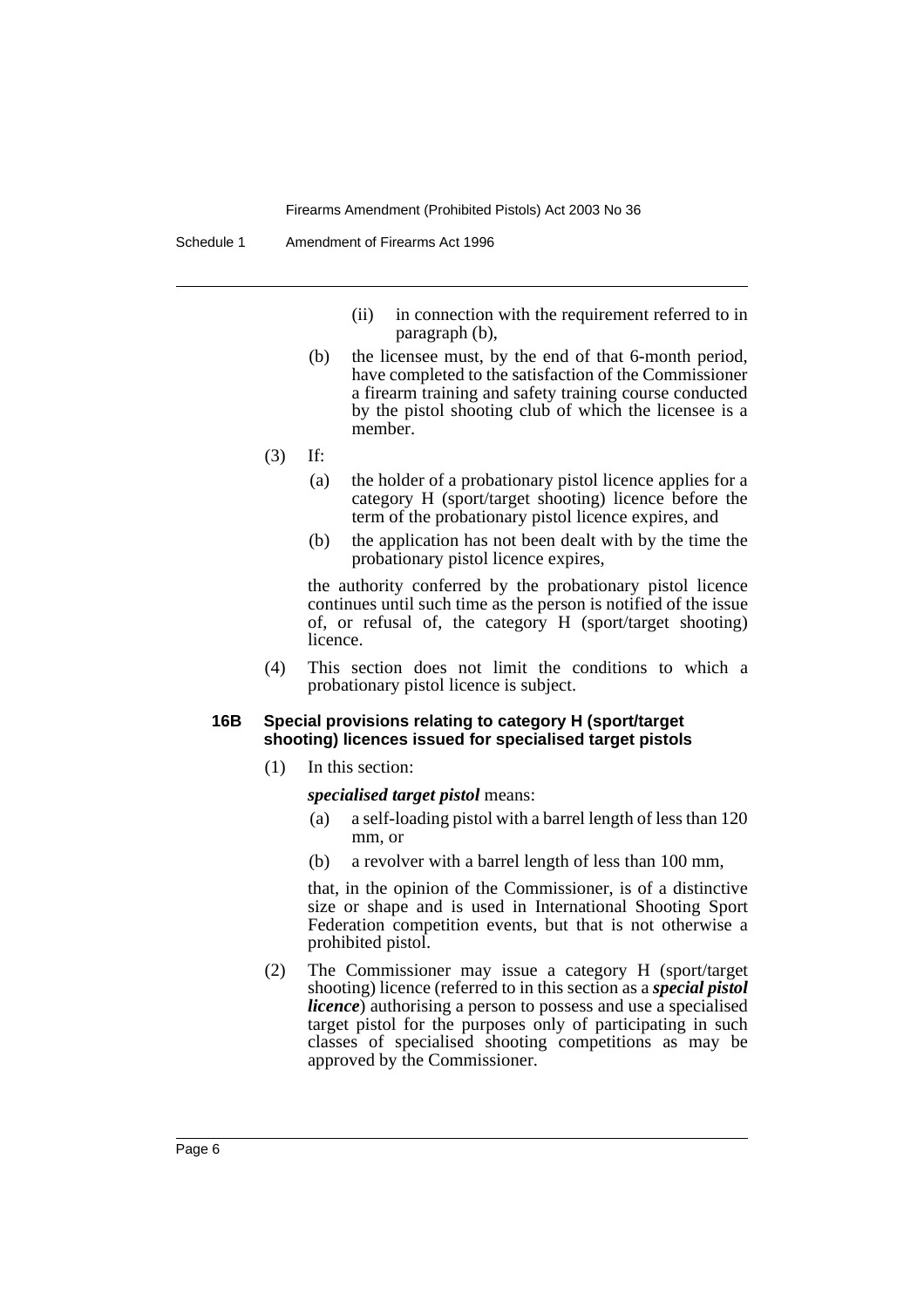(ii) in connection with the requirement referred to in paragraph (b),

(b) the licensee must, by the end of that 6-month period, have completed to the satisfaction of the Commissioner a firearm training and safety training course conducted by the pistol shooting club of which the licensee is a member.

(3) If:

(a) the holder of a probationary pistol licence applies for a category H (sport/target shooting) licence before the term of the probationary pistol licence expires, and

(b) the application has not been dealt with by the time the probationary pistol licence expires,

the authority conferred by the probationary pistol licence continues until such time as the person is notified of the issue of, or refusal of, the category H (sport/target shooting) licence.

(4) This section does not limit the conditions to which a probationary pistol licence is subject.

**16B Special provisions relating to category H (sport/target shooting) licences issued for specialised target pistols**

(1) In this section:

***specialised target pistol*** means:

(a) a self-loading pistol with a barrel length of less than 120 mm, or

(b) a revolver with a barrel length of less than 100 mm,

that, in the opinion of the Commissioner, is of a distinctive size or shape and is used in International Shooting Sport Federation competition events, but that is not otherwise a prohibited pistol.

(2) The Commissioner may issue a category H (sport/target shooting) licence (referred to in this section as a ***special pistol licence***) authorising a person to possess and use a specialised target pistol for the purposes only of participating in such classes of specialised shooting competitions as may be approved by the Commissioner.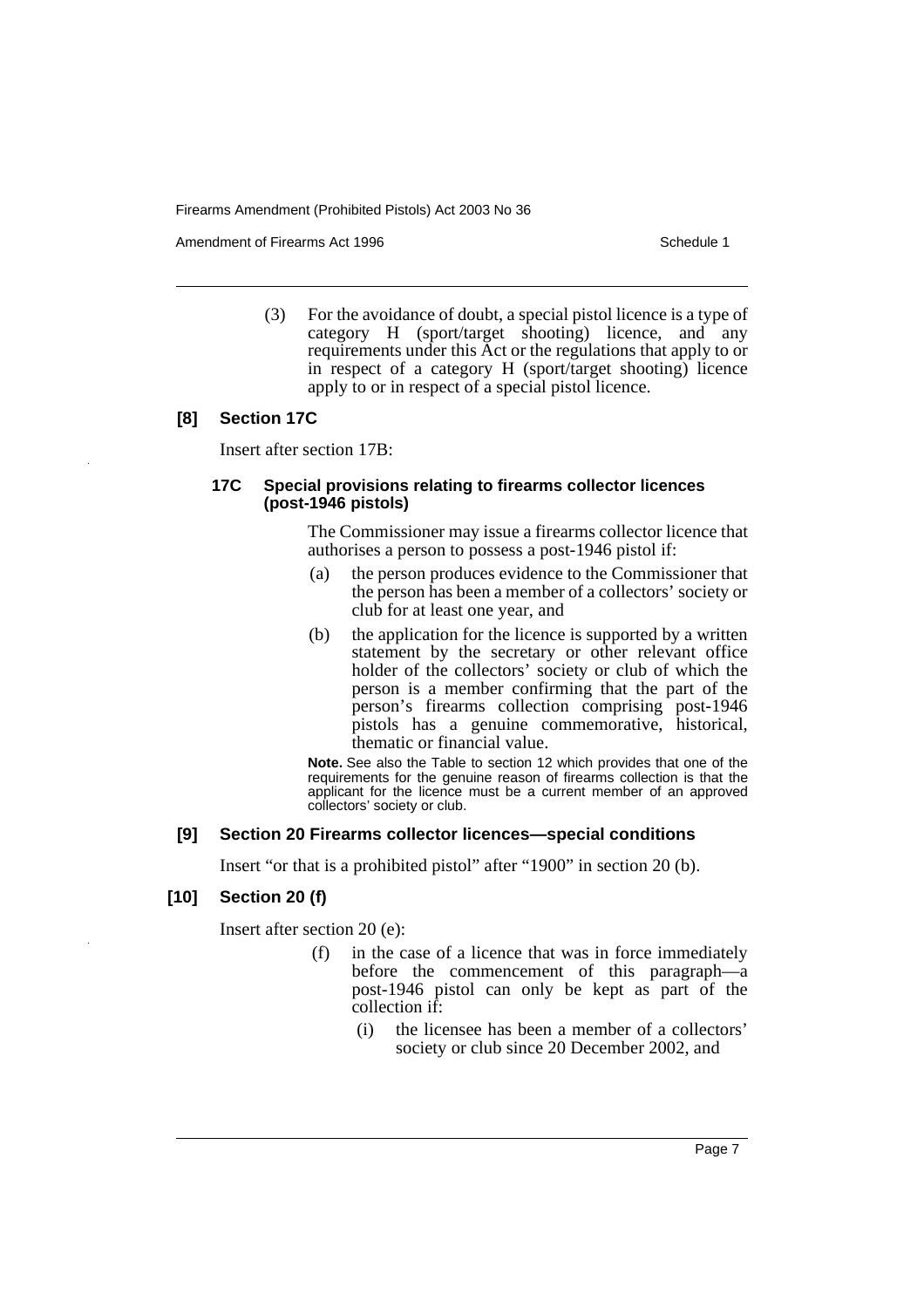(3) For the avoidance of doubt, a special pistol licence is a type of category H (sport/target shooting) licence, and any requirements under this Act or the regulations that apply to or in respect of a category H (sport/target shooting) licence apply to or in respect of a special pistol licence.

### [8] Section 17C

Insert after section 17B:

#### 17C Special provisions relating to firearms collector licences (post-1946 pistols)

The Commissioner may issue a firearms collector licence that authorises a person to possess a post-1946 pistol if:

(a) the person produces evidence to the Commissioner that the person has been a member of a collectors' society or club for at least one year, and

(b) the application for the licence is supported by a written statement by the secretary or other relevant office holder of the collectors' society or club of which the person is a member confirming that the part of the person's firearms collection comprising post-1946 pistols has a genuine commemorative, historical, thematic or financial value.

**Note.** See also the Table to section 12 which provides that one of the requirements for the genuine reason of firearms collection is that the applicant for the licence must be a current member of an approved collectors' society or club.

### [9] Section 20 Firearms collector licences—special conditions

Insert "or that is a prohibited pistol" after "1900" in section 20 (b).

### [10] Section 20 (f)

Insert after section 20 (e):

(f) in the case of a licence that was in force immediately before the commencement of this paragraph—a post-1946 pistol can only be kept as part of the collection if:

(i) the licensee has been a member of a collectors' society or club since 20 December 2002, and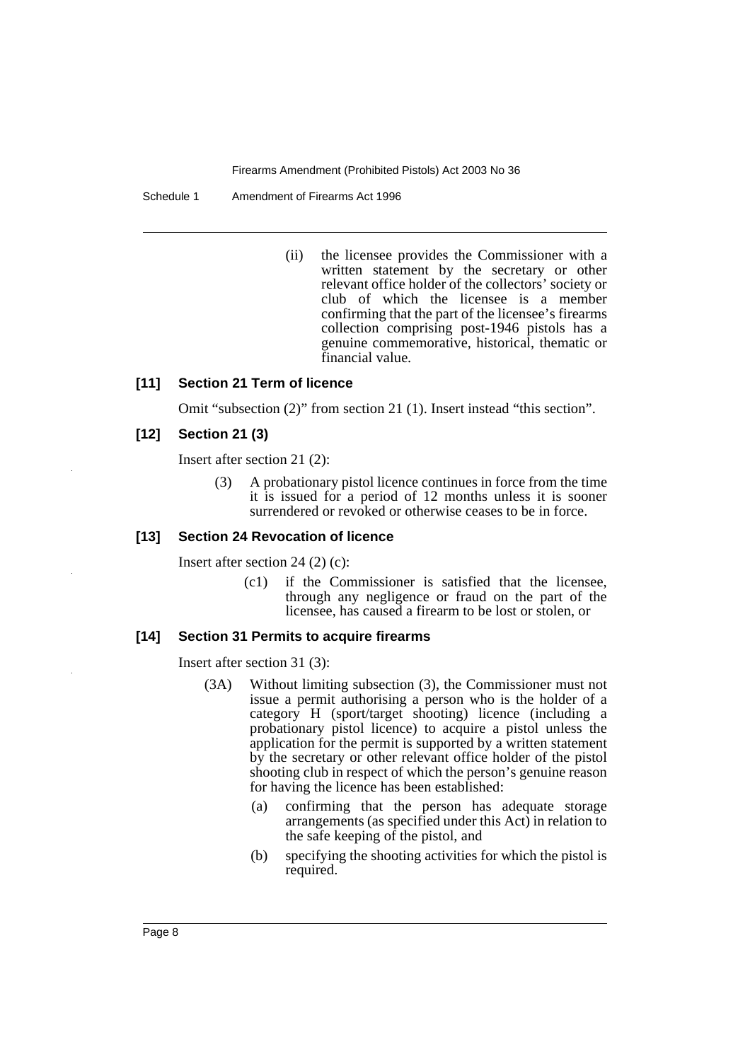(ii) the licensee provides the Commissioner with a written statement by the secretary or other relevant office holder of the collectors' society or club of which the licensee is a member confirming that the part of the licensee's firearms collection comprising post-1946 pistols has a genuine commemorative, historical, thematic or financial value.

### [11] Section 21 Term of licence

Omit "subsection (2)" from section 21 (1). Insert instead "this section".

### [12] Section 21 (3)

Insert after section 21 (2):

(3) A probationary pistol licence continues in force from the time it is issued for a period of 12 months unless it is sooner surrendered or revoked or otherwise ceases to be in force.

### [13] Section 24 Revocation of licence

Insert after section 24 (2) (c):

(c1) if the Commissioner is satisfied that the licensee, through any negligence or fraud on the part of the licensee, has caused a firearm to be lost or stolen, or

### [14] Section 31 Permits to acquire firearms

Insert after section 31 (3):

(3A) Without limiting subsection (3), the Commissioner must not issue a permit authorising a person who is the holder of a category H (sport/target shooting) licence (including a probationary pistol licence) to acquire a pistol unless the application for the permit is supported by a written statement by the secretary or other relevant office holder of the pistol shooting club in respect of which the person's genuine reason for having the licence has been established:

(a) confirming that the person has adequate storage arrangements (as specified under this Act) in relation to the safe keeping of the pistol, and

(b) specifying the shooting activities for which the pistol is required.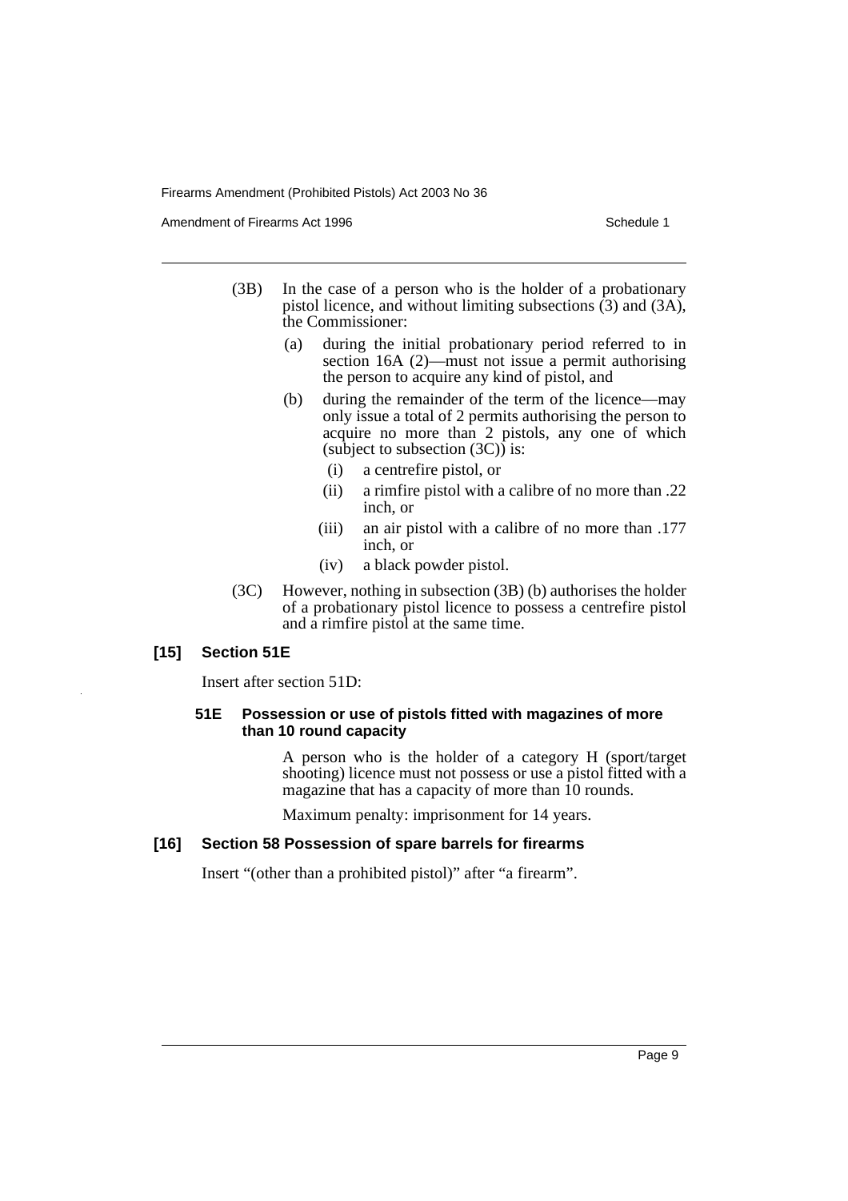(3B) In the case of a person who is the holder of a probationary pistol licence, and without limiting subsections (3) and (3A), the Commissioner:

- (a) during the initial probationary period referred to in section 16A (2)—must not issue a permit authorising the person to acquire any kind of pistol, and
- (b) during the remainder of the term of the licence—may only issue a total of 2 permits authorising the person to acquire no more than 2 pistols, any one of which (subject to subsection (3C)) is:
  - (i) a centrefire pistol, or
  - (ii) a rimfire pistol with a calibre of no more than .22 inch, or
  - (iii) an air pistol with a calibre of no more than .177 inch, or
  - (iv) a black powder pistol.

(3C) However, nothing in subsection (3B) (b) authorises the holder of a probationary pistol licence to possess a centrefire pistol and a rimfire pistol at the same time.

### [15] Section 51E

Insert after section 51D:

#### 51E Possession or use of pistols fitted with magazines of more than 10 round capacity

A person who is the holder of a category H (sport/target shooting) licence must not possess or use a pistol fitted with a magazine that has a capacity of more than 10 rounds.

Maximum penalty: imprisonment for 14 years.

### [16] Section 58 Possession of spare barrels for firearms

Insert "(other than a prohibited pistol)" after "a firearm".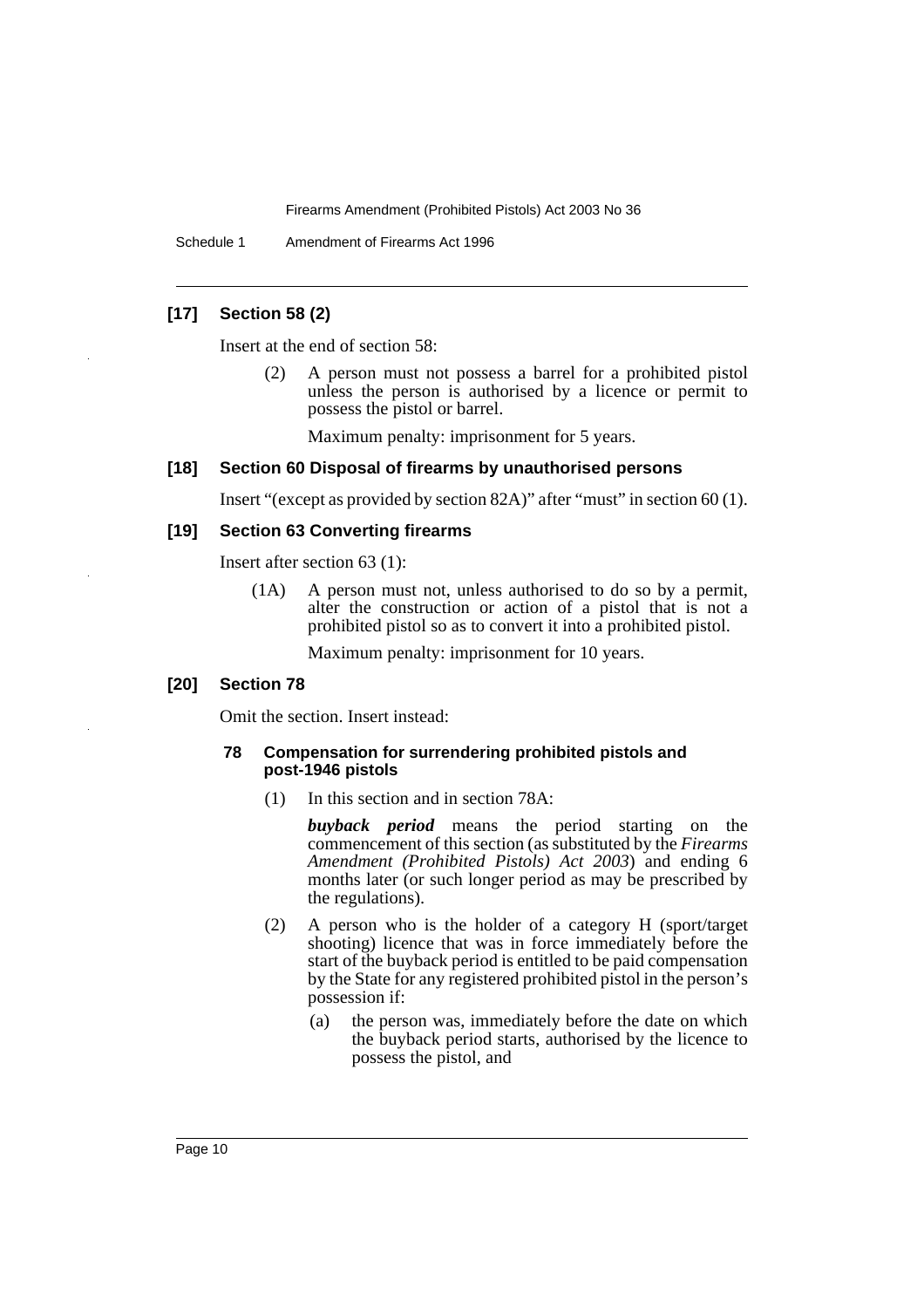### [17] Section 58 (2)

Insert at the end of section 58:

> (2) A person must not possess a barrel for a prohibited pistol unless the person is authorised by a licence or permit to possess the pistol or barrel.
>
> Maximum penalty: imprisonment for 5 years.

### [18] Section 60 Disposal of firearms by unauthorised persons

Insert "(except as provided by section 82A)" after "must" in section 60 (1).

### [19] Section 63 Converting firearms

Insert after section 63 (1):

> (1A) A person must not, unless authorised to do so by a permit, alter the construction or action of a pistol that is not a prohibited pistol so as to convert it into a prohibited pistol.
>
> Maximum penalty: imprisonment for 10 years.

### [20] Section 78

Omit the section. Insert instead:

#### 78 Compensation for surrendering prohibited pistols and post-1946 pistols

(1) In this section and in section 78A:

***buyback period*** means the period starting on the commencement of this section (as substituted by the *Firearms Amendment (Prohibited Pistols) Act 2003*) and ending 6 months later (or such longer period as may be prescribed by the regulations).

(2) A person who is the holder of a category H (sport/target shooting) licence that was in force immediately before the start of the buyback period is entitled to be paid compensation by the State for any registered prohibited pistol in the person's possession if:

(a) the person was, immediately before the date on which the buyback period starts, authorised by the licence to possess the pistol, and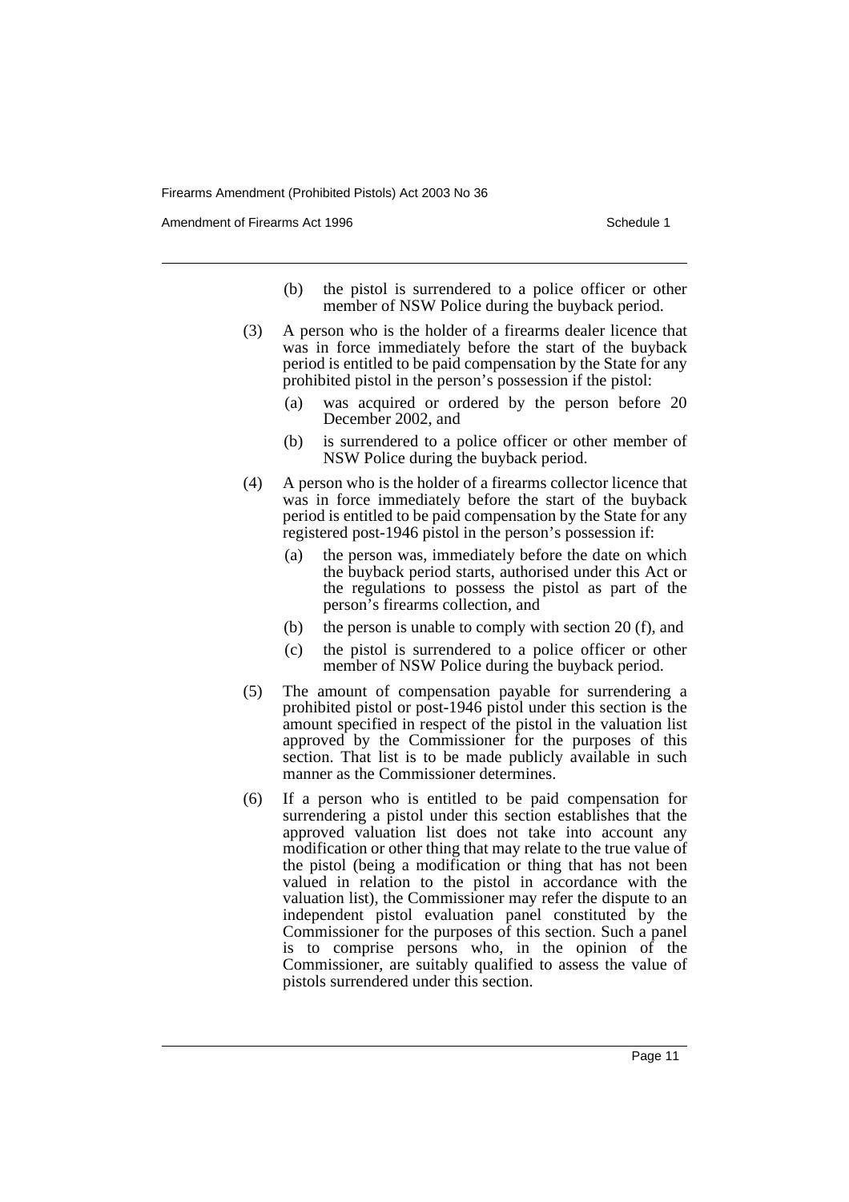(b) the pistol is surrendered to a police officer or other member of NSW Police during the buyback period.

(3) A person who is the holder of a firearms dealer licence that was in force immediately before the start of the buyback period is entitled to be paid compensation by the State for any prohibited pistol in the person's possession if the pistol:

(a) was acquired or ordered by the person before 20 December 2002, and

(b) is surrendered to a police officer or other member of NSW Police during the buyback period.

(4) A person who is the holder of a firearms collector licence that was in force immediately before the start of the buyback period is entitled to be paid compensation by the State for any registered post-1946 pistol in the person's possession if:

(a) the person was, immediately before the date on which the buyback period starts, authorised under this Act or the regulations to possess the pistol as part of the person's firearms collection, and

(b) the person is unable to comply with section 20 (f), and

(c) the pistol is surrendered to a police officer or other member of NSW Police during the buyback period.

(5) The amount of compensation payable for surrendering a prohibited pistol or post-1946 pistol under this section is the amount specified in respect of the pistol in the valuation list approved by the Commissioner for the purposes of this section. That list is to be made publicly available in such manner as the Commissioner determines.

(6) If a person who is entitled to be paid compensation for surrendering a pistol under this section establishes that the approved valuation list does not take into account any modification or other thing that may relate to the true value of the pistol (being a modification or thing that has not been valued in relation to the pistol in accordance with the valuation list), the Commissioner may refer the dispute to an independent pistol evaluation panel constituted by the Commissioner for the purposes of this section. Such a panel is to comprise persons who, in the opinion of the Commissioner, are suitably qualified to assess the value of pistols surrendered under this section.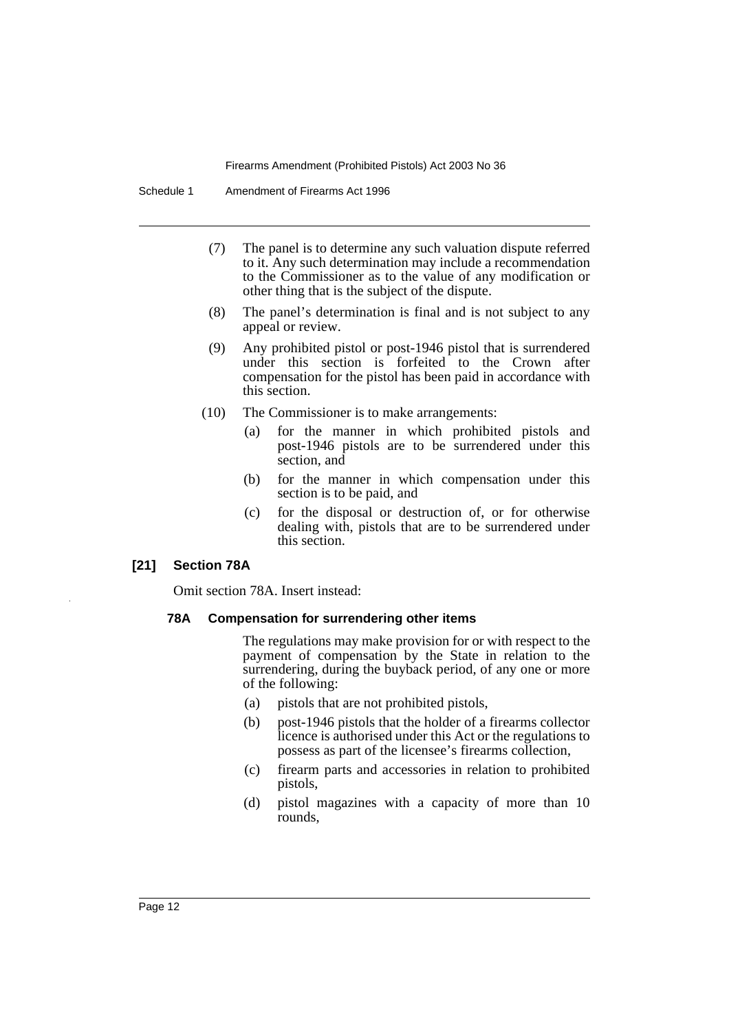(7) The panel is to determine any such valuation dispute referred to it. Any such determination may include a recommendation to the Commissioner as to the value of any modification or other thing that is the subject of the dispute.

(8) The panel's determination is final and is not subject to any appeal or review.

(9) Any prohibited pistol or post-1946 pistol that is surrendered under this section is forfeited to the Crown after compensation for the pistol has been paid in accordance with this section.

(10) The Commissioner is to make arrangements:

(a) for the manner in which prohibited pistols and post-1946 pistols are to be surrendered under this section, and

(b) for the manner in which compensation under this section is to be paid, and

(c) for the disposal or destruction of, or for otherwise dealing with, pistols that are to be surrendered under this section.

**[21] Section 78A**

Omit section 78A. Insert instead:

**78A Compensation for surrendering other items**

The regulations may make provision for or with respect to the payment of compensation by the State in relation to the surrendering, during the buyback period, of any one or more of the following:

(a) pistols that are not prohibited pistols,

(b) post-1946 pistols that the holder of a firearms collector licence is authorised under this Act or the regulations to possess as part of the licensee's firearms collection,

(c) firearm parts and accessories in relation to prohibited pistols,

(d) pistol magazines with a capacity of more than 10 rounds,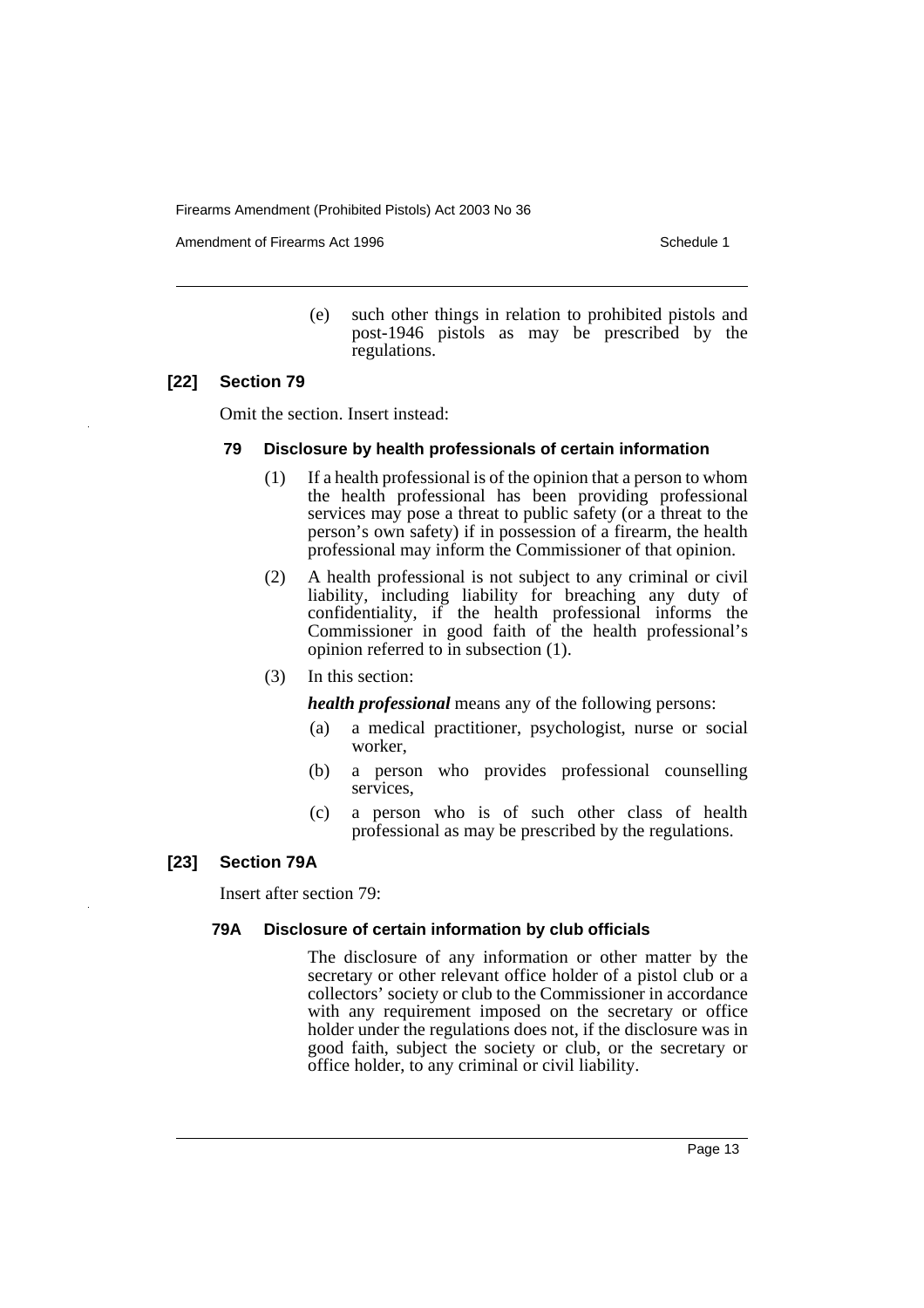(e) such other things in relation to prohibited pistols and post-1946 pistols as may be prescribed by the regulations.

### [22] Section 79

Omit the section. Insert instead:

#### 79 Disclosure by health professionals of certain information

(1) If a health professional is of the opinion that a person to whom the health professional has been providing professional services may pose a threat to public safety (or a threat to the person's own safety) if in possession of a firearm, the health professional may inform the Commissioner of that opinion.

(2) A health professional is not subject to any criminal or civil liability, including liability for breaching any duty of confidentiality, if the health professional informs the Commissioner in good faith of the health professional's opinion referred to in subsection (1).

(3) In this section:

***health professional*** means any of the following persons:

(a) a medical practitioner, psychologist, nurse or social worker,

(b) a person who provides professional counselling services,

(c) a person who is of such other class of health professional as may be prescribed by the regulations.

### [23] Section 79A

Insert after section 79:

#### 79A Disclosure of certain information by club officials

The disclosure of any information or other matter by the secretary or other relevant office holder of a pistol club or a collectors' society or club to the Commissioner in accordance with any requirement imposed on the secretary or office holder under the regulations does not, if the disclosure was in good faith, subject the society or club, or the secretary or office holder, to any criminal or civil liability.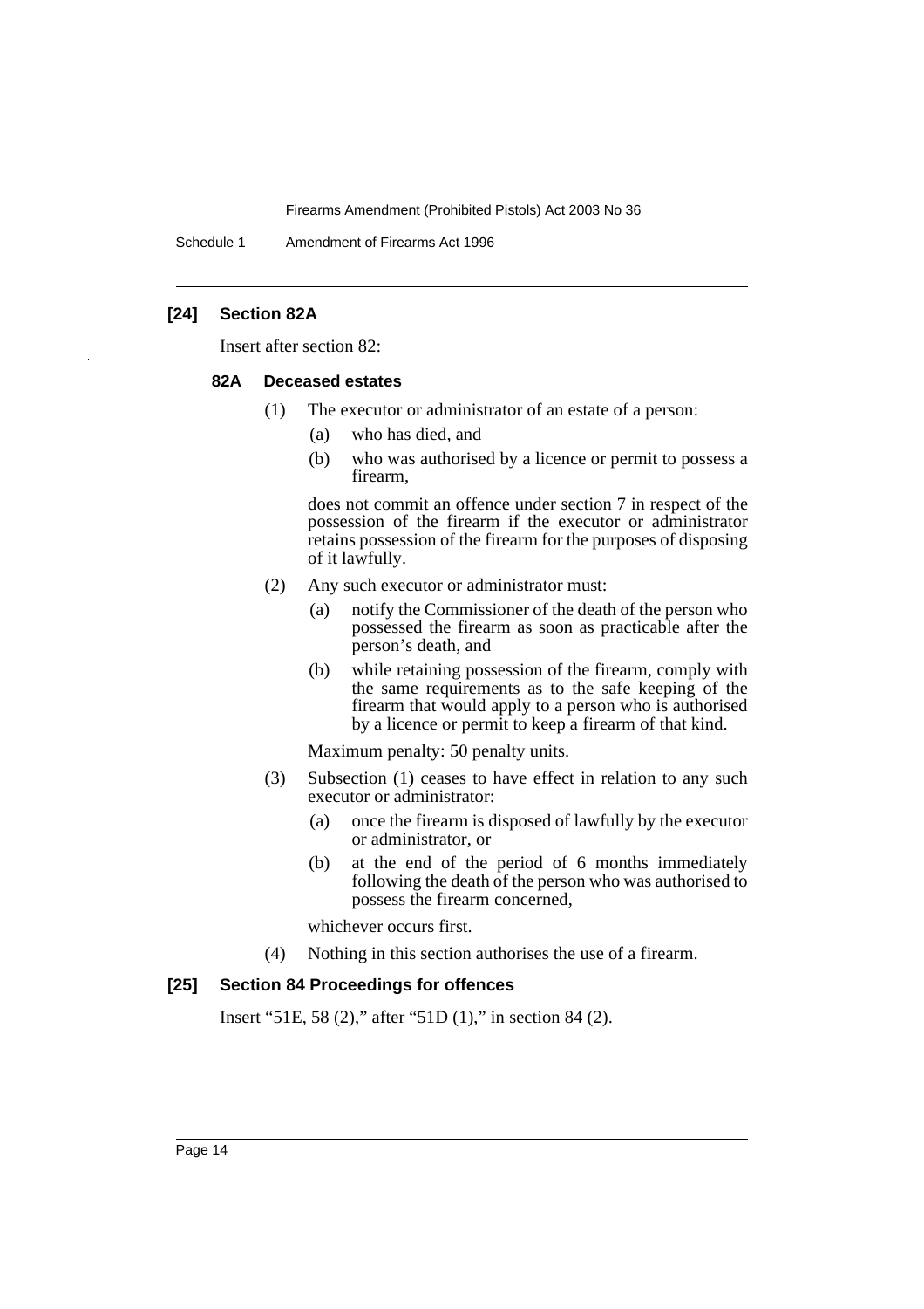## [24] Section 82A

Insert after section 82:

### 82A Deceased estates

(1) The executor or administrator of an estate of a person:

- (a) who has died, and
- (b) who was authorised by a licence or permit to possess a firearm,

does not commit an offence under section 7 in respect of the possession of the firearm if the executor or administrator retains possession of the firearm for the purposes of disposing of it lawfully.

(2) Any such executor or administrator must:

- (a) notify the Commissioner of the death of the person who possessed the firearm as soon as practicable after the person's death, and
- (b) while retaining possession of the firearm, comply with the same requirements as to the safe keeping of the firearm that would apply to a person who is authorised by a licence or permit to keep a firearm of that kind.

Maximum penalty: 50 penalty units.

(3) Subsection (1) ceases to have effect in relation to any such executor or administrator:

- (a) once the firearm is disposed of lawfully by the executor or administrator, or
- (b) at the end of the period of 6 months immediately following the death of the person who was authorised to possess the firearm concerned,

whichever occurs first.

(4) Nothing in this section authorises the use of a firearm.

## [25] Section 84 Proceedings for offences

Insert "51E, 58 (2)," after "51D (1)," in section 84 (2).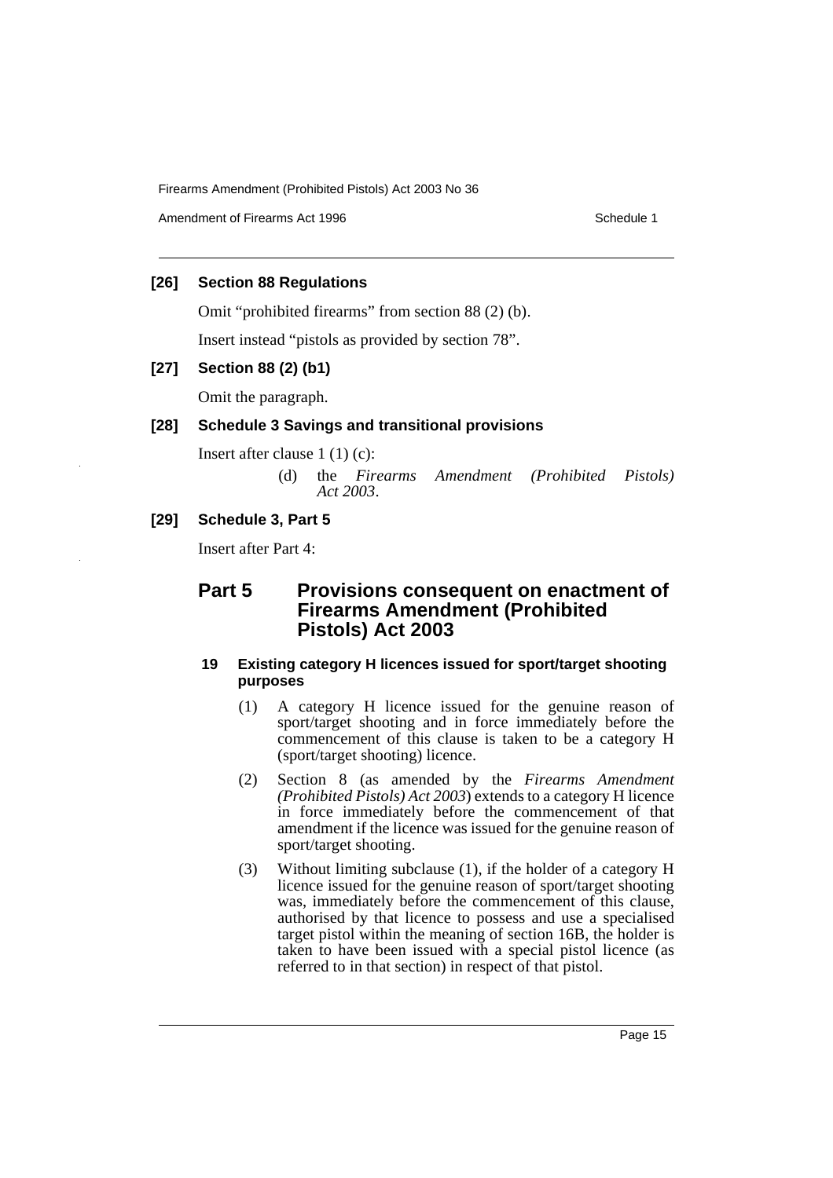### [26] Section 88 Regulations

Omit "prohibited firearms" from section 88 (2) (b).

Insert instead "pistols as provided by section 78".

### [27] Section 88 (2) (b1)

Omit the paragraph.

### [28] Schedule 3 Savings and transitional provisions

Insert after clause 1 (1) (c):

> (d) the *Firearms Amendment (Prohibited Pistols) Act 2003*.

### [29] Schedule 3, Part 5

Insert after Part 4:

## Part 5 Provisions consequent on enactment of Firearms Amendment (Prohibited Pistols) Act 2003

#### 19 Existing category H licences issued for sport/target shooting purposes

(1) A category H licence issued for the genuine reason of sport/target shooting and in force immediately before the commencement of this clause is taken to be a category H (sport/target shooting) licence.

(2) Section 8 (as amended by the *Firearms Amendment (Prohibited Pistols) Act 2003*) extends to a category H licence in force immediately before the commencement of that amendment if the licence was issued for the genuine reason of sport/target shooting.

(3) Without limiting subclause (1), if the holder of a category H licence issued for the genuine reason of sport/target shooting was, immediately before the commencement of this clause, authorised by that licence to possess and use a specialised target pistol within the meaning of section 16B, the holder is taken to have been issued with a special pistol licence (as referred to in that section) in respect of that pistol.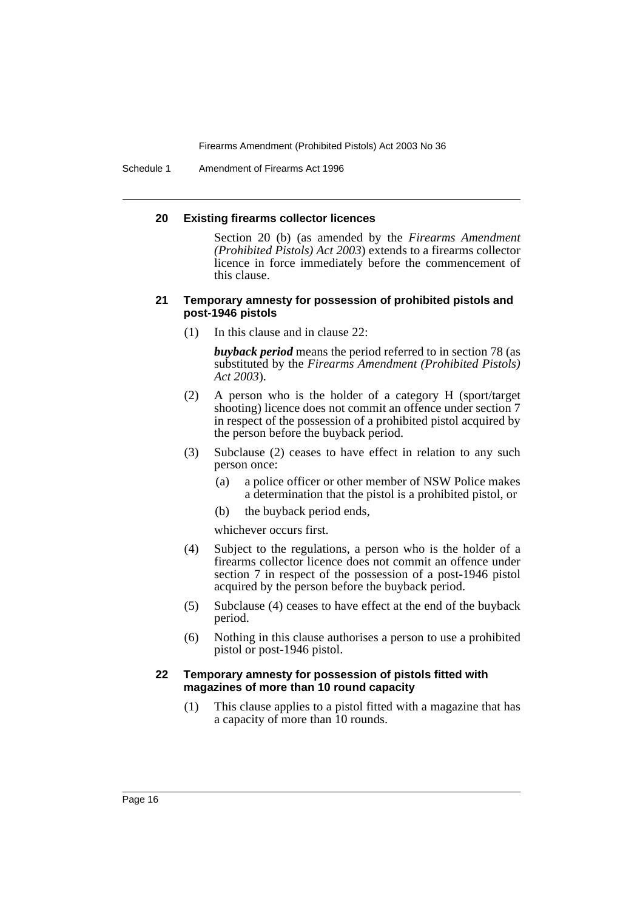#### 20 Existing firearms collector licences

Section 20 (b) (as amended by the *Firearms Amendment (Prohibited Pistols) Act 2003*) extends to a firearms collector licence in force immediately before the commencement of this clause.

#### 21 Temporary amnesty for possession of prohibited pistols and post-1946 pistols

(1) In this clause and in clause 22:

***buyback period*** means the period referred to in section 78 (as substituted by the *Firearms Amendment (Prohibited Pistols) Act 2003*).

(2) A person who is the holder of a category H (sport/target shooting) licence does not commit an offence under section 7 in respect of the possession of a prohibited pistol acquired by the person before the buyback period.

(3) Subclause (2) ceases to have effect in relation to any such person once:

- (a) a police officer or other member of NSW Police makes a determination that the pistol is a prohibited pistol, or
- (b) the buyback period ends,

whichever occurs first.

(4) Subject to the regulations, a person who is the holder of a firearms collector licence does not commit an offence under section 7 in respect of the possession of a post-1946 pistol acquired by the person before the buyback period.

(5) Subclause (4) ceases to have effect at the end of the buyback period.

(6) Nothing in this clause authorises a person to use a prohibited pistol or post-1946 pistol.

#### 22 Temporary amnesty for possession of pistols fitted with magazines of more than 10 round capacity

(1) This clause applies to a pistol fitted with a magazine that has a capacity of more than 10 rounds.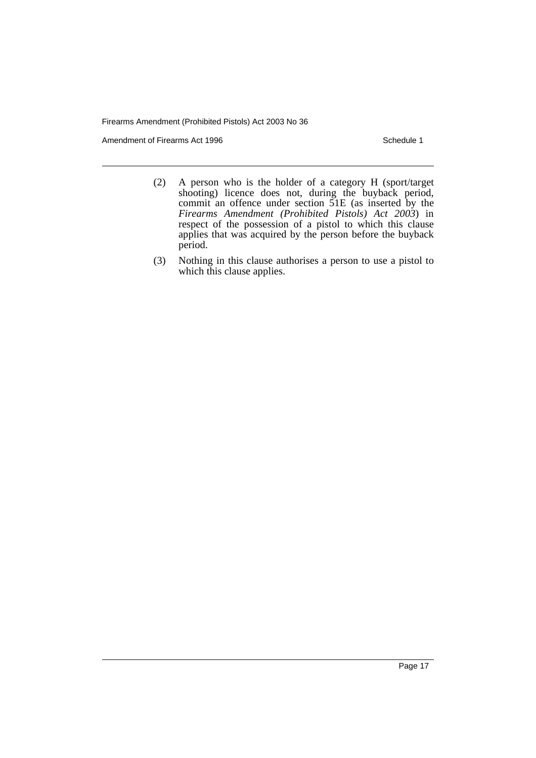(2) A person who is the holder of a category H (sport/target shooting) licence does not, during the buyback period, commit an offence under section 51E (as inserted by the *Firearms Amendment (Prohibited Pistols) Act 2003*) in respect of the possession of a pistol to which this clause applies that was acquired by the person before the buyback period.

(3) Nothing in this clause authorises a person to use a pistol to which this clause applies.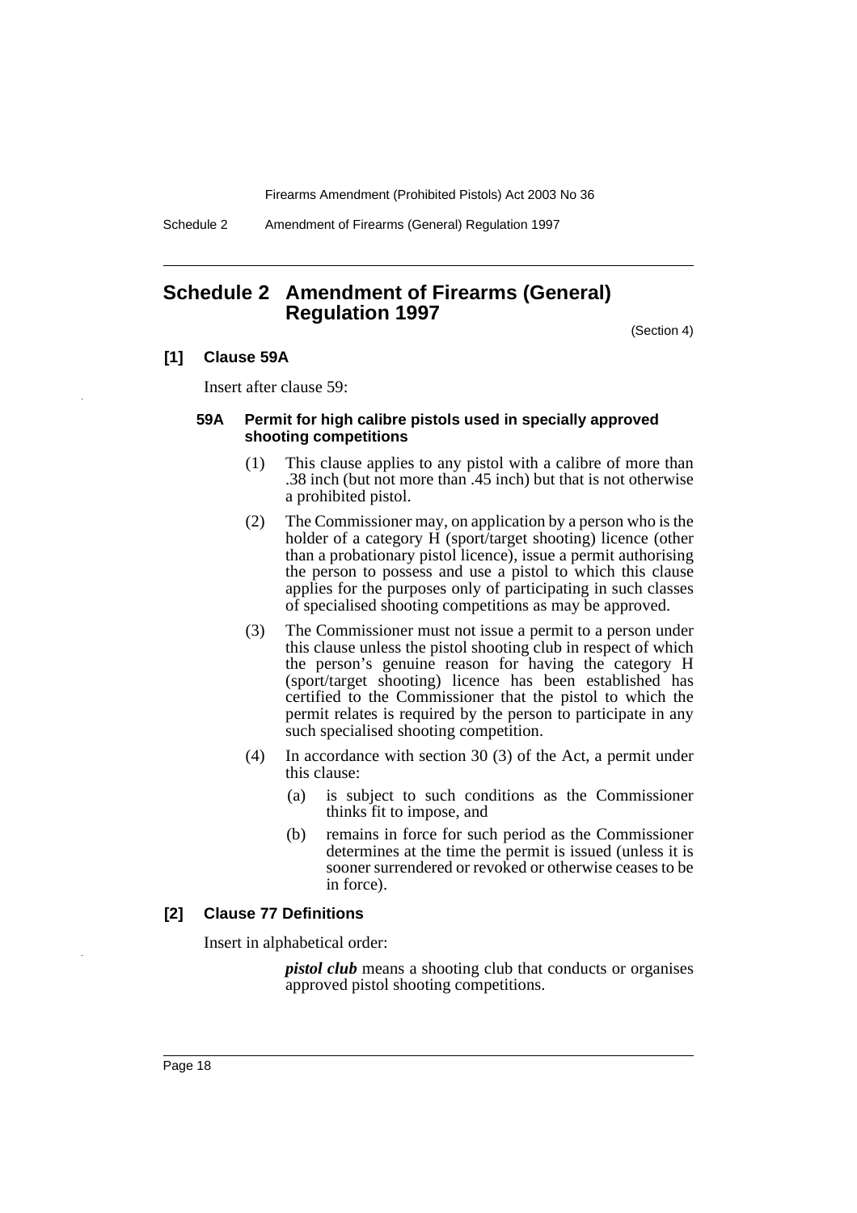# Schedule 2 Amendment of Firearms (General) Regulation 1997

(Section 4)

**[1] Clause 59A**

Insert after clause 59:

**59A Permit for high calibre pistols used in specially approved shooting competitions**

(1) This clause applies to any pistol with a calibre of more than .38 inch (but not more than .45 inch) but that is not otherwise a prohibited pistol.

(2) The Commissioner may, on application by a person who is the holder of a category H (sport/target shooting) licence (other than a probationary pistol licence), issue a permit authorising the person to possess and use a pistol to which this clause applies for the purposes only of participating in such classes of specialised shooting competitions as may be approved.

(3) The Commissioner must not issue a permit to a person under this clause unless the pistol shooting club in respect of which the person's genuine reason for having the category H (sport/target shooting) licence has been established has certified to the Commissioner that the pistol to which the permit relates is required by the person to participate in any such specialised shooting competition.

(4) In accordance with section 30 (3) of the Act, a permit under this clause:

(a) is subject to such conditions as the Commissioner thinks fit to impose, and

(b) remains in force for such period as the Commissioner determines at the time the permit is issued (unless it is sooner surrendered or revoked or otherwise ceases to be in force).

**[2] Clause 77 Definitions**

Insert in alphabetical order:

***pistol club*** means a shooting club that conducts or organises approved pistol shooting competitions.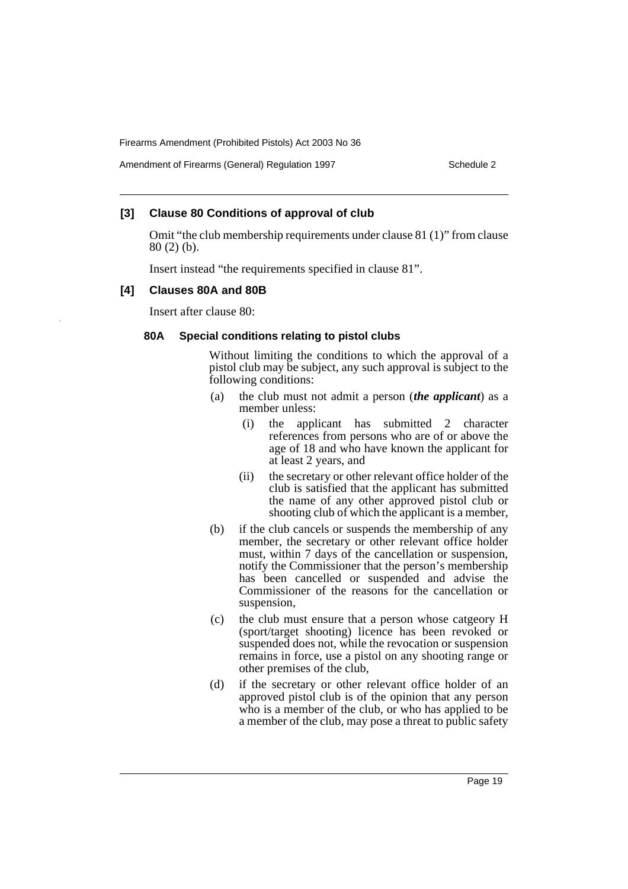### [3] Clause 80 Conditions of approval of club

Omit "the club membership requirements under clause 81 (1)" from clause 80 (2) (b).

Insert instead "the requirements specified in clause 81".

### [4] Clauses 80A and 80B

Insert after clause 80:

#### 80A Special conditions relating to pistol clubs

Without limiting the conditions to which the approval of a pistol club may be subject, any such approval is subject to the following conditions:

- (a) the club must not admit a person (***the applicant***) as a member unless:
  - (i) the applicant has submitted 2 character references from persons who are of or above the age of 18 and who have known the applicant for at least 2 years, and
  - (ii) the secretary or other relevant office holder of the club is satisfied that the applicant has submitted the name of any other approved pistol club or shooting club of which the applicant is a member,
- (b) if the club cancels or suspends the membership of any member, the secretary or other relevant office holder must, within 7 days of the cancellation or suspension, notify the Commissioner that the person's membership has been cancelled or suspended and advise the Commissioner of the reasons for the cancellation or suspension,
- (c) the club must ensure that a person whose catgeory H (sport/target shooting) licence has been revoked or suspended does not, while the revocation or suspension remains in force, use a pistol on any shooting range or other premises of the club,
- (d) if the secretary or other relevant office holder of an approved pistol club is of the opinion that any person who is a member of the club, or who has applied to be a member of the club, may pose a threat to public safety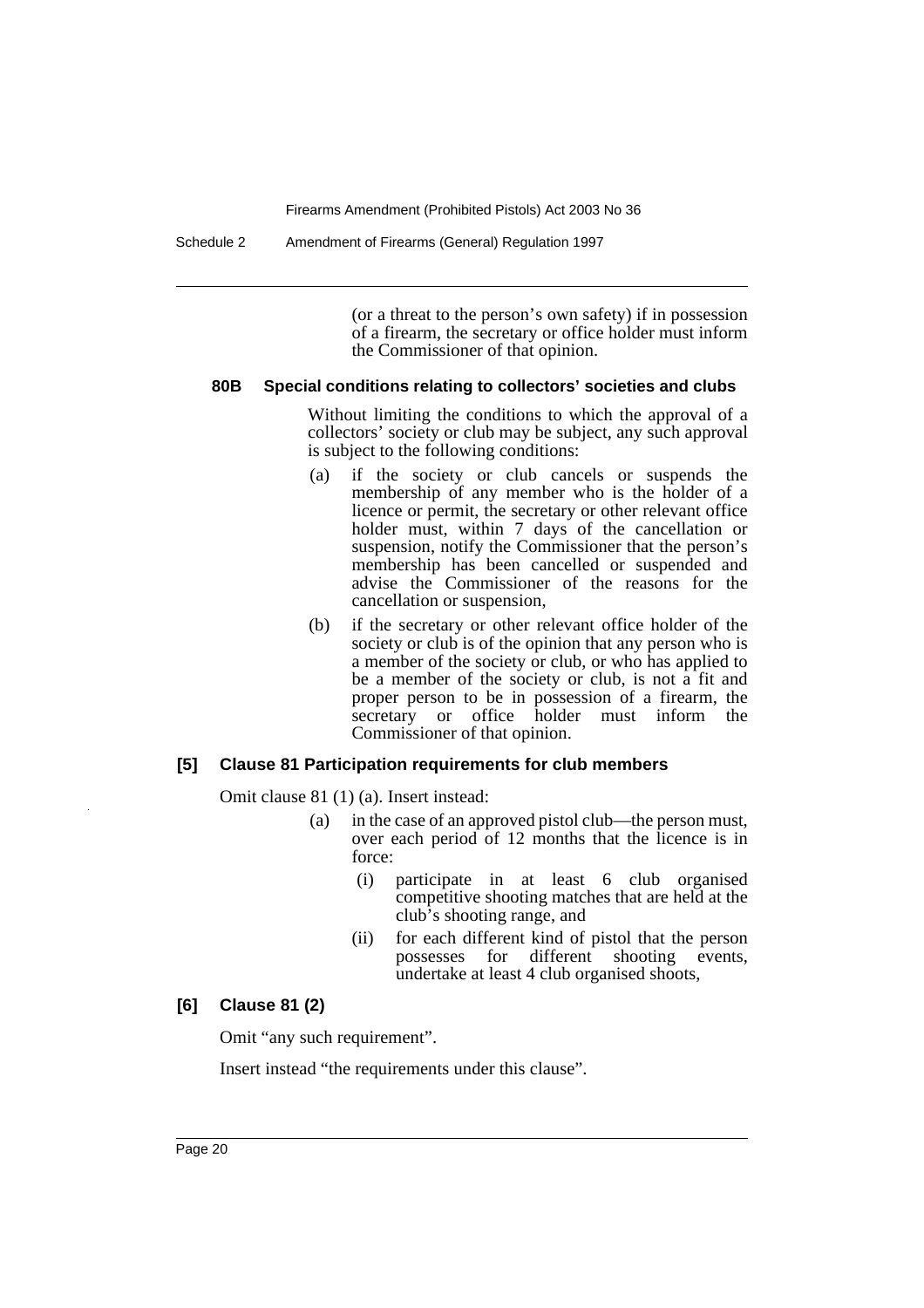(or a threat to the person's own safety) if in possession of a firearm, the secretary or office holder must inform the Commissioner of that opinion.

#### 80B Special conditions relating to collectors' societies and clubs

Without limiting the conditions to which the approval of a collectors' society or club may be subject, any such approval is subject to the following conditions:

(a) if the society or club cancels or suspends the membership of any member who is the holder of a licence or permit, the secretary or other relevant office holder must, within 7 days of the cancellation or suspension, notify the Commissioner that the person's membership has been cancelled or suspended and advise the Commissioner of the reasons for the cancellation or suspension,

(b) if the secretary or other relevant office holder of the society or club is of the opinion that any person who is a member of the society or club, or who has applied to be a member of the society or club, is not a fit and proper person to be in possession of a firearm, the secretary or office holder must inform the Commissioner of that opinion.

### [5] Clause 81 Participation requirements for club members

Omit clause 81 (1) (a). Insert instead:

(a) in the case of an approved pistol club—the person must, over each period of 12 months that the licence is in force:

(i) participate in at least 6 club organised competitive shooting matches that are held at the club's shooting range, and

(ii) for each different kind of pistol that the person possesses for different shooting events, undertake at least 4 club organised shoots,

### [6] Clause 81 (2)

Omit "any such requirement".

Insert instead "the requirements under this clause".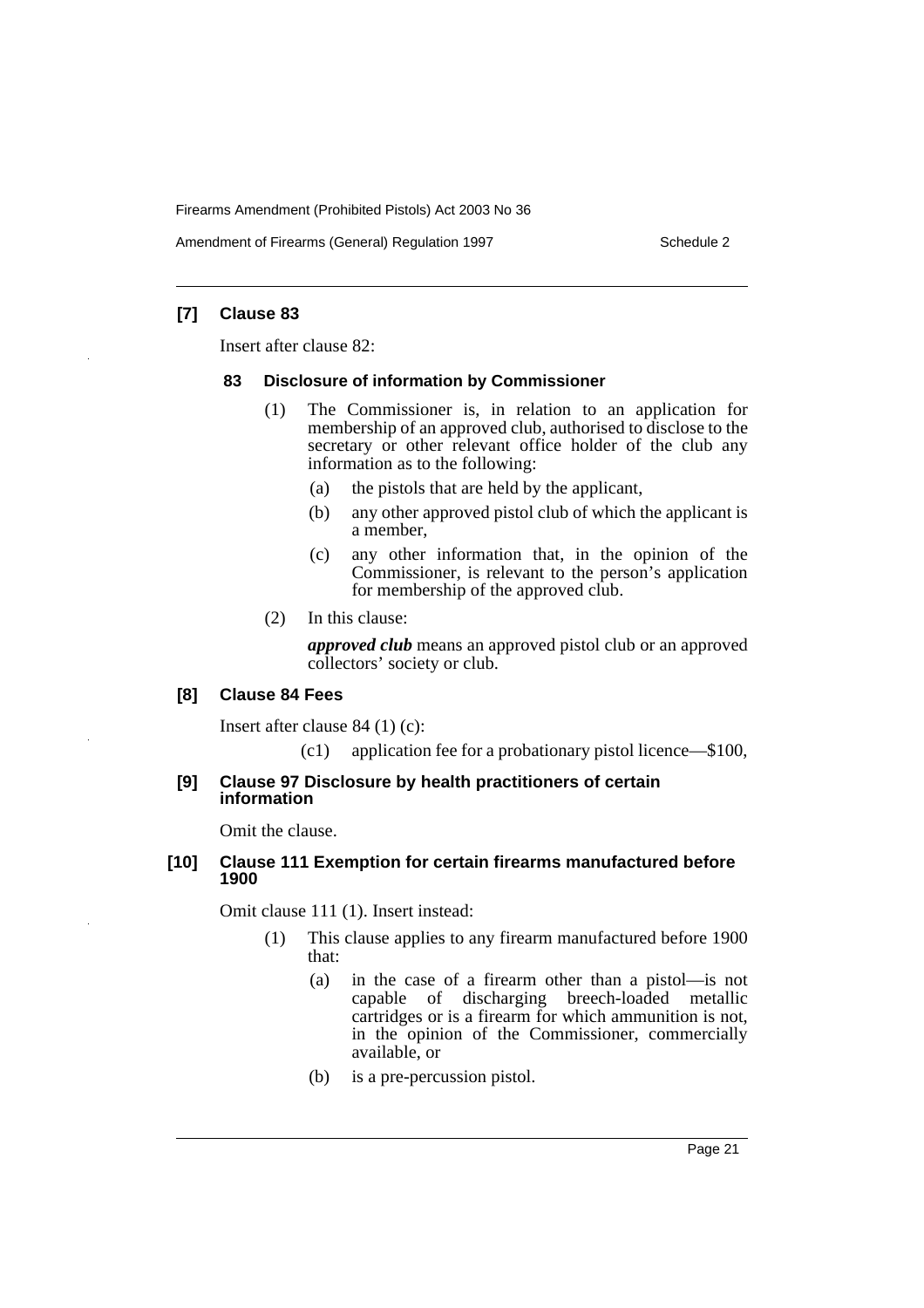**[7] Clause 83**

Insert after clause 82:

**83 Disclosure of information by Commissioner**

(1) The Commissioner is, in relation to an application for membership of an approved club, authorised to disclose to the secretary or other relevant office holder of the club any information as to the following:

(a) the pistols that are held by the applicant,

(b) any other approved pistol club of which the applicant is a member,

(c) any other information that, in the opinion of the Commissioner, is relevant to the person's application for membership of the approved club.

(2) In this clause:

***approved club*** means an approved pistol club or an approved collectors' society or club.

**[8] Clause 84 Fees**

Insert after clause 84 (1) (c):

(c1) application fee for a probationary pistol licence—$100,

**[9] Clause 97 Disclosure by health practitioners of certain information**

Omit the clause.

**[10] Clause 111 Exemption for certain firearms manufactured before 1900**

Omit clause 111 (1). Insert instead:

(1) This clause applies to any firearm manufactured before 1900 that:

(a) in the case of a firearm other than a pistol—is not capable of discharging breech-loaded metallic cartridges or is a firearm for which ammunition is not, in the opinion of the Commissioner, commercially available, or

(b) is a pre-percussion pistol.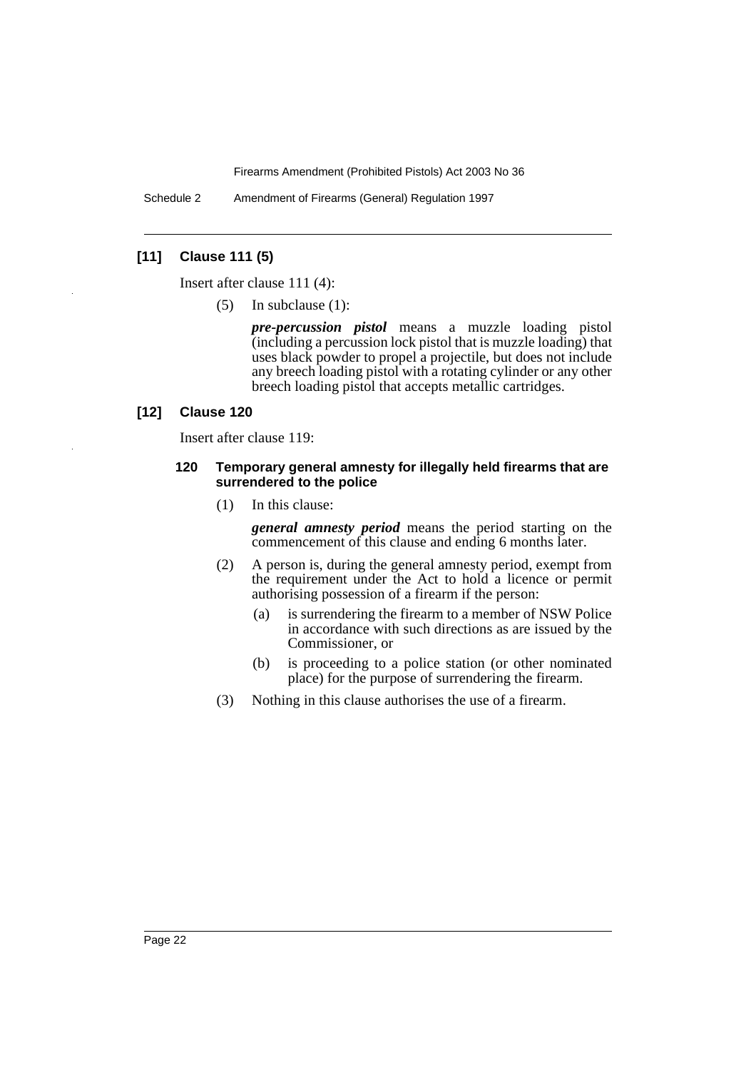## [11] Clause 111 (5)

Insert after clause 111 (4):

(5) In subclause (1):

***pre-percussion pistol*** means a muzzle loading pistol (including a percussion lock pistol that is muzzle loading) that uses black powder to propel a projectile, but does not include any breech loading pistol with a rotating cylinder or any other breech loading pistol that accepts metallic cartridges.

## [12] Clause 120

Insert after clause 119:

### 120 Temporary general amnesty for illegally held firearms that are surrendered to the police

(1) In this clause:

***general amnesty period*** means the period starting on the commencement of this clause and ending 6 months later.

(2) A person is, during the general amnesty period, exempt from the requirement under the Act to hold a licence or permit authorising possession of a firearm if the person:

- (a) is surrendering the firearm to a member of NSW Police in accordance with such directions as are issued by the Commissioner, or
- (b) is proceeding to a police station (or other nominated place) for the purpose of surrendering the firearm.

(3) Nothing in this clause authorises the use of a firearm.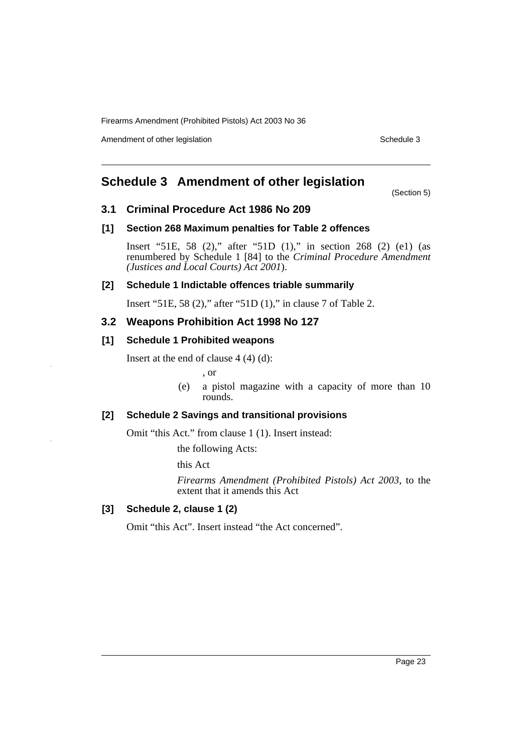## Schedule 3 Amendment of other legislation

(Section 5)

### 3.1 Criminal Procedure Act 1986 No 209

#### [1] Section 268 Maximum penalties for Table 2 offences

Insert "51E, 58 (2)," after "51D (1)," in section 268 (2) (e1) (as renumbered by Schedule 1 [84] to the *Criminal Procedure Amendment (Justices and Local Courts) Act 2001*).

#### [2] Schedule 1 Indictable offences triable summarily

Insert "51E, 58 (2)," after "51D (1)," in clause 7 of Table 2.

### 3.2 Weapons Prohibition Act 1998 No 127

#### [1] Schedule 1 Prohibited weapons

Insert at the end of clause 4 (4) (d):

, or

(e) a pistol magazine with a capacity of more than 10 rounds.

#### [2] Schedule 2 Savings and transitional provisions

Omit "this Act." from clause 1 (1). Insert instead:

the following Acts:

this Act

*Firearms Amendment (Prohibited Pistols) Act 2003*, to the extent that it amends this Act

#### [3] Schedule 2, clause 1 (2)

Omit "this Act". Insert instead "the Act concerned".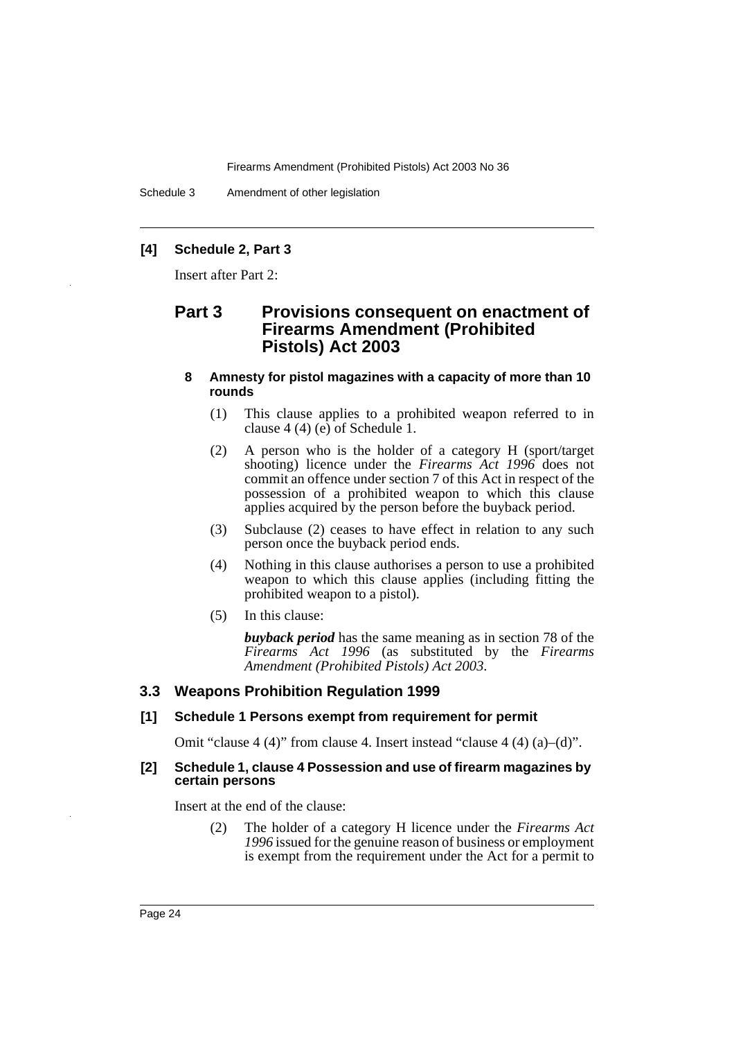**[4] Schedule 2, Part 3**

Insert after Part 2:

## Part 3 Provisions consequent on enactment of Firearms Amendment (Prohibited Pistols) Act 2003

**8 Amnesty for pistol magazines with a capacity of more than 10 rounds**

(1) This clause applies to a prohibited weapon referred to in clause 4 (4) (e) of Schedule 1.

(2) A person who is the holder of a category H (sport/target shooting) licence under the *Firearms Act 1996* does not commit an offence under section 7 of this Act in respect of the possession of a prohibited weapon to which this clause applies acquired by the person before the buyback period.

(3) Subclause (2) ceases to have effect in relation to any such person once the buyback period ends.

(4) Nothing in this clause authorises a person to use a prohibited weapon to which this clause applies (including fitting the prohibited weapon to a pistol).

(5) In this clause:

***buyback period*** has the same meaning as in section 78 of the *Firearms Act 1996* (as substituted by the *Firearms Amendment (Prohibited Pistols) Act 2003*.

### 3.3 Weapons Prohibition Regulation 1999

**[1] Schedule 1 Persons exempt from requirement for permit**

Omit "clause 4 (4)" from clause 4. Insert instead "clause 4 (4) (a)–(d)".

**[2] Schedule 1, clause 4 Possession and use of firearm magazines by certain persons**

Insert at the end of the clause:

(2) The holder of a category H licence under the *Firearms Act 1996* issued for the genuine reason of business or employment is exempt from the requirement under the Act for a permit to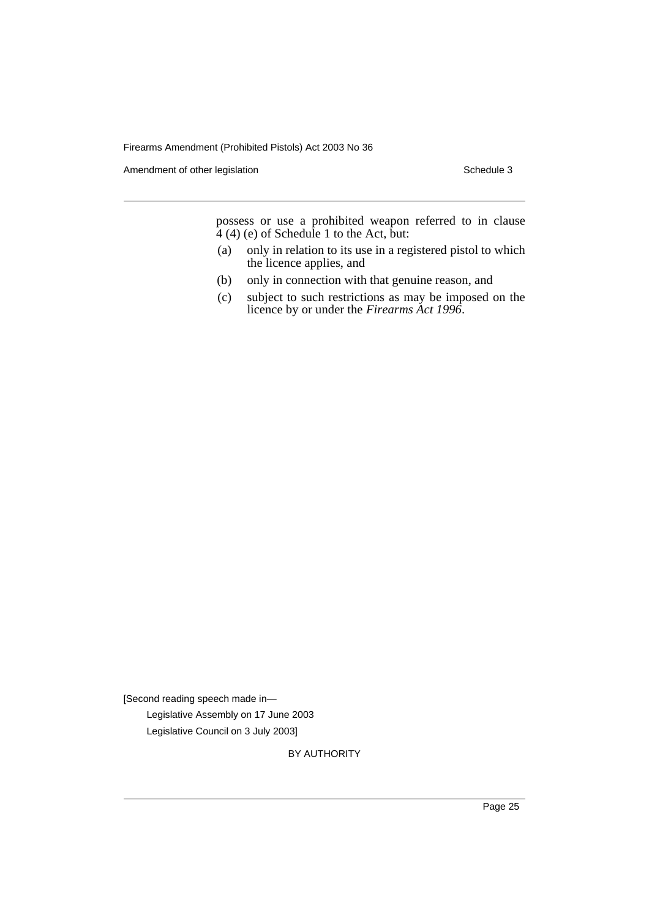possess or use a prohibited weapon referred to in clause 4 (4) (e) of Schedule 1 to the Act, but:

(a) only in relation to its use in a registered pistol to which the licence applies, and

(b) only in connection with that genuine reason, and

(c) subject to such restrictions as may be imposed on the licence by or under the *Firearms Act 1996*.

[Second reading speech made in—

Legislative Assembly on 17 June 2003

Legislative Council on 3 July 2003]

BY AUTHORITY